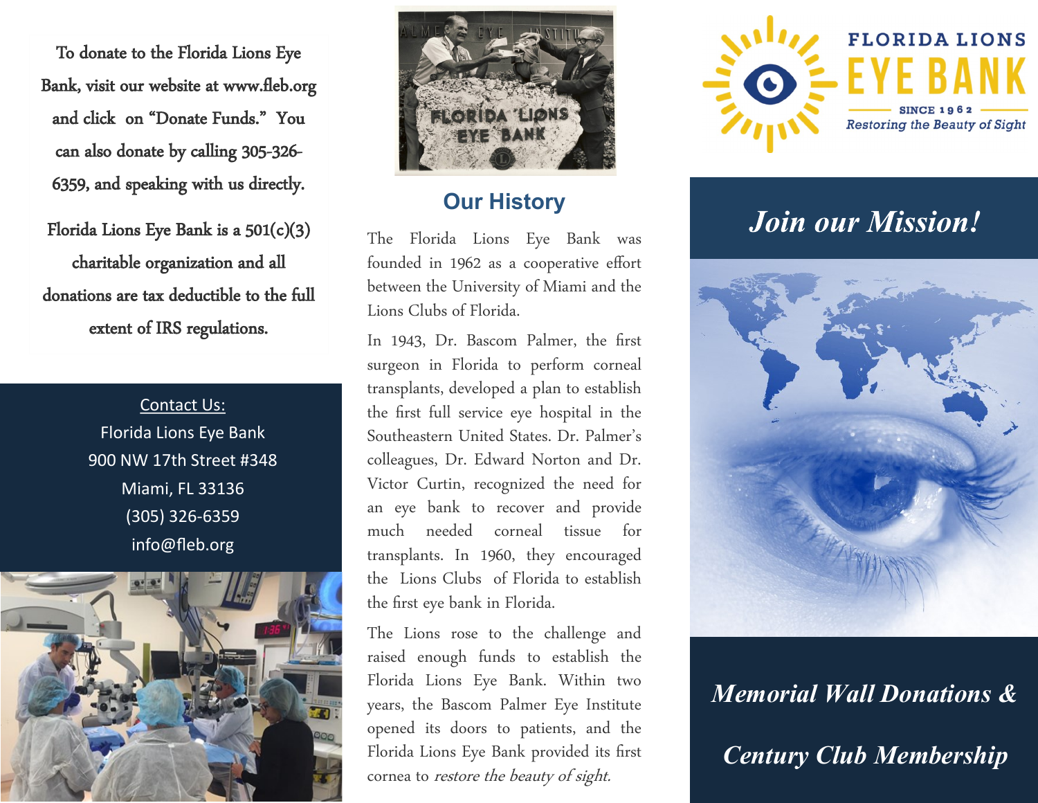To donate to the Florida Lions Eye Bank, visit our website at www.fleb.org and click on "Donate Funds." You can also donate by calling 305-326-6359, and speaking with us directly.

Florida Lions Eye Bank is a 501(c)(3) charitable organization and all donations are tax deductible to the full extent of IRS regulations.

Contact Us:
Florida Lions Eye Bank
900 NW 17th Street #348
Miami, FL 33136
(305) 326-6359
info@fleb.org

## Our History

The Florida Lions Eye Bank was founded in 1962 as a cooperative effort between the University of Miami and the Lions Clubs of Florida.

In 1943, Dr. Bascom Palmer, the first surgeon in Florida to perform corneal transplants, developed a plan to establish the first full service eye hospital in the Southeastern United States. Dr. Palmer's colleagues, Dr. Edward Norton and Dr. Victor Curtin, recognized the need for an eye bank to recover and provide much needed corneal tissue for transplants. In 1960, they encouraged the Lions Clubs of Florida to establish the first eye bank in Florida.

The Lions rose to the challenge and raised enough funds to establish the Florida Lions Eye Bank. Within two years, the Bascom Palmer Eye Institute opened its doors to patients, and the Florida Lions Eye Bank provided its first cornea to *restore the beauty of sight.*

# FLORIDA LIONS EYE BANK

SINCE 1962

*Restoring the Beauty of Sight*

## *Join our Mission!*

## *Memorial Wall Donations & Century Club Membership*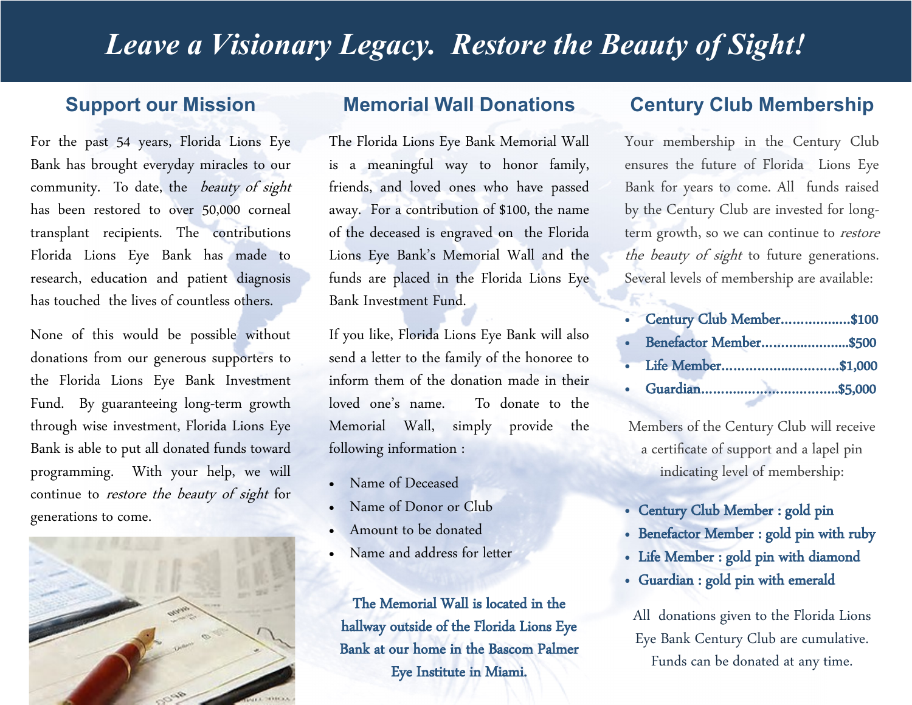# *Leave a Visionary Legacy. Restore the Beauty of Sight!*

## Support our Mission

For the past 54 years, Florida Lions Eye Bank has brought everyday miracles to our community. To date, the *beauty of sight* has been restored to over 50,000 corneal transplant recipients. The contributions Florida Lions Eye Bank has made to research, education and patient diagnosis has touched the lives of countless others.

None of this would be possible without donations from our generous supporters to the Florida Lions Eye Bank Investment Fund. By guaranteeing long-term growth through wise investment, Florida Lions Eye Bank is able to put all donated funds toward programming. With your help, we will continue to *restore the beauty of sight* for generations to come.

## Memorial Wall Donations

The Florida Lions Eye Bank Memorial Wall is a meaningful way to honor family, friends, and loved ones who have passed away. For a contribution of $100, the name of the deceased is engraved on the Florida Lions Eye Bank's Memorial Wall and the funds are placed in the Florida Lions Eye Bank Investment Fund.

If you like, Florida Lions Eye Bank will also send a letter to the family of the honoree to inform them of the donation made in their loved one's name. To donate to the Memorial Wall, simply provide the following information :

- Name of Deceased
- Name of Donor or Club
- Amount to be donated
- Name and address for letter

**The Memorial Wall is located in the hallway outside of the Florida Lions Eye Bank at our home in the Bascom Palmer Eye Institute in Miami.**

## Century Club Membership

Your membership in the Century Club ensures the future of Florida Lions Eye Bank for years to come. All funds raised by the Century Club are invested for long-term growth, so we can continue to *restore the beauty of sight* to future generations. Several levels of membership are available:

- **Century Club Member..................$100**
- **Benefactor Member.......................$500**
- **Life Member...............................$1,000**
- **Guardian...................................$5,000**

Members of the Century Club will receive a certificate of support and a lapel pin indicating level of membership:

- **Century Club Member : gold pin**
- **Benefactor Member : gold pin with ruby**
- **Life Member : gold pin with diamond**
- **Guardian : gold pin with emerald**

All donations given to the Florida Lions Eye Bank Century Club are cumulative. Funds can be donated at any time.